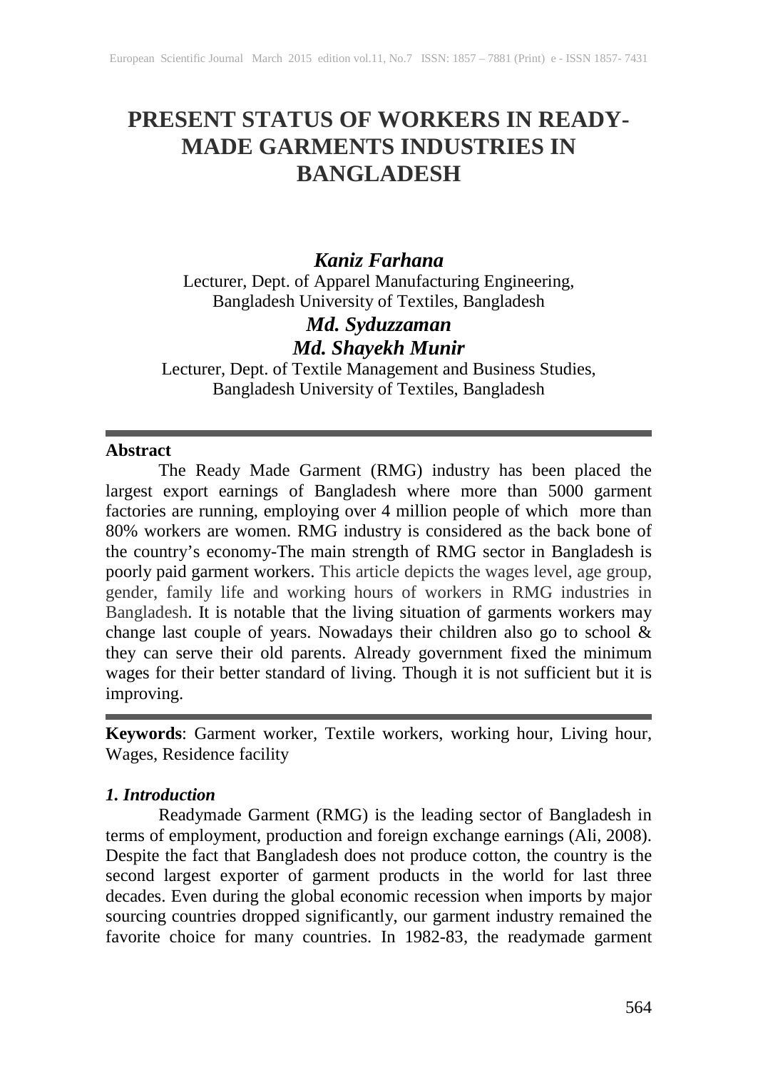# PRESENT STATUS OF WORKERS IN READY-MADE GARMENTS INDUSTRIES IN BANGLADESH

***Kaniz Farhana***

Lecturer, Dept. of Apparel Manufacturing Engineering,
Bangladesh University of Textiles, Bangladesh

***Md. Syduzzaman***

***Md. Shayekh Munir***

Lecturer, Dept. of Textile Management and Business Studies,
Bangladesh University of Textiles, Bangladesh

---

**Abstract**

The Ready Made Garment (RMG) industry has been placed the largest export earnings of Bangladesh where more than 5000 garment factories are running, employing over 4 million people of which more than 80% workers are women. RMG industry is considered as the back bone of the country's economy-The main strength of RMG sector in Bangladesh is poorly paid garment workers. This article depicts the wages level, age group, gender, family life and working hours of workers in RMG industries in Bangladesh. It is notable that the living situation of garments workers may change last couple of years. Nowadays their children also go to school & they can serve their old parents. Already government fixed the minimum wages for their better standard of living. Though it is not sufficient but it is improving.

---

**Keywords**: Garment worker, Textile workers, working hour, Living hour, Wages, Residence facility

### *1. Introduction*

Readymade Garment (RMG) is the leading sector of Bangladesh in terms of employment, production and foreign exchange earnings (Ali, 2008). Despite the fact that Bangladesh does not produce cotton, the country is the second largest exporter of garment products in the world for last three decades. Even during the global economic recession when imports by major sourcing countries dropped significantly, our garment industry remained the favorite choice for many countries. In 1982-83, the readymade garment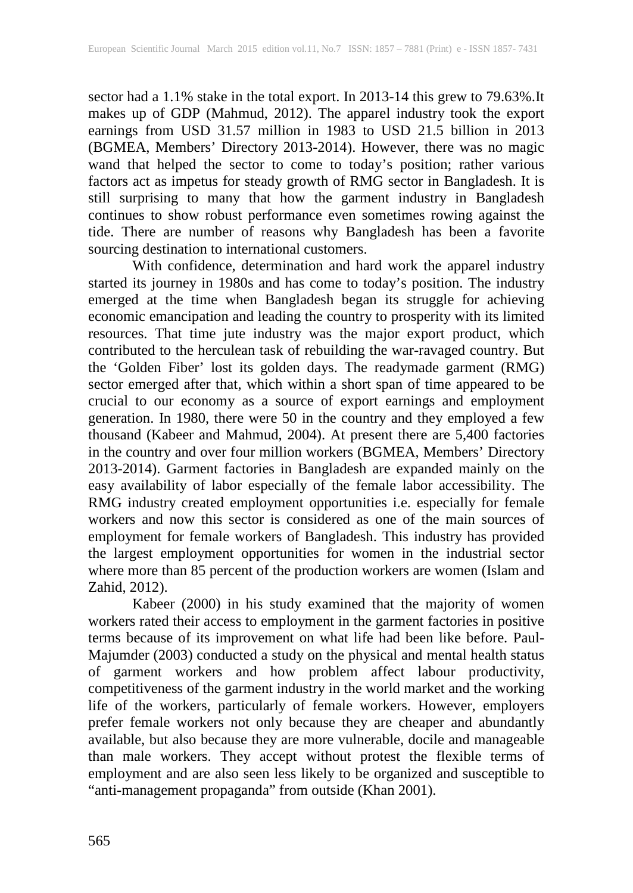sector had a 1.1% stake in the total export. In 2013-14 this grew to 79.63%.It makes up of GDP (Mahmud, 2012). The apparel industry took the export earnings from USD 31.57 million in 1983 to USD 21.5 billion in 2013 (BGMEA, Members' Directory 2013-2014). However, there was no magic wand that helped the sector to come to today's position; rather various factors act as impetus for steady growth of RMG sector in Bangladesh. It is still surprising to many that how the garment industry in Bangladesh continues to show robust performance even sometimes rowing against the tide. There are number of reasons why Bangladesh has been a favorite sourcing destination to international customers.

With confidence, determination and hard work the apparel industry started its journey in 1980s and has come to today's position. The industry emerged at the time when Bangladesh began its struggle for achieving economic emancipation and leading the country to prosperity with its limited resources. That time jute industry was the major export product, which contributed to the herculean task of rebuilding the war-ravaged country. But the 'Golden Fiber' lost its golden days. The readymade garment (RMG) sector emerged after that, which within a short span of time appeared to be crucial to our economy as a source of export earnings and employment generation. In 1980, there were 50 in the country and they employed a few thousand (Kabeer and Mahmud, 2004). At present there are 5,400 factories in the country and over four million workers (BGMEA, Members' Directory 2013-2014). Garment factories in Bangladesh are expanded mainly on the easy availability of labor especially of the female labor accessibility. The RMG industry created employment opportunities i.e. especially for female workers and now this sector is considered as one of the main sources of employment for female workers of Bangladesh. This industry has provided the largest employment opportunities for women in the industrial sector where more than 85 percent of the production workers are women (Islam and Zahid, 2012).

Kabeer (2000) in his study examined that the majority of women workers rated their access to employment in the garment factories in positive terms because of its improvement on what life had been like before. Paul-Majumder (2003) conducted a study on the physical and mental health status of garment workers and how problem affect labour productivity, competitiveness of the garment industry in the world market and the working life of the workers, particularly of female workers. However, employers prefer female workers not only because they are cheaper and abundantly available, but also because they are more vulnerable, docile and manageable than male workers. They accept without protest the flexible terms of employment and are also seen less likely to be organized and susceptible to "anti-management propaganda" from outside (Khan 2001).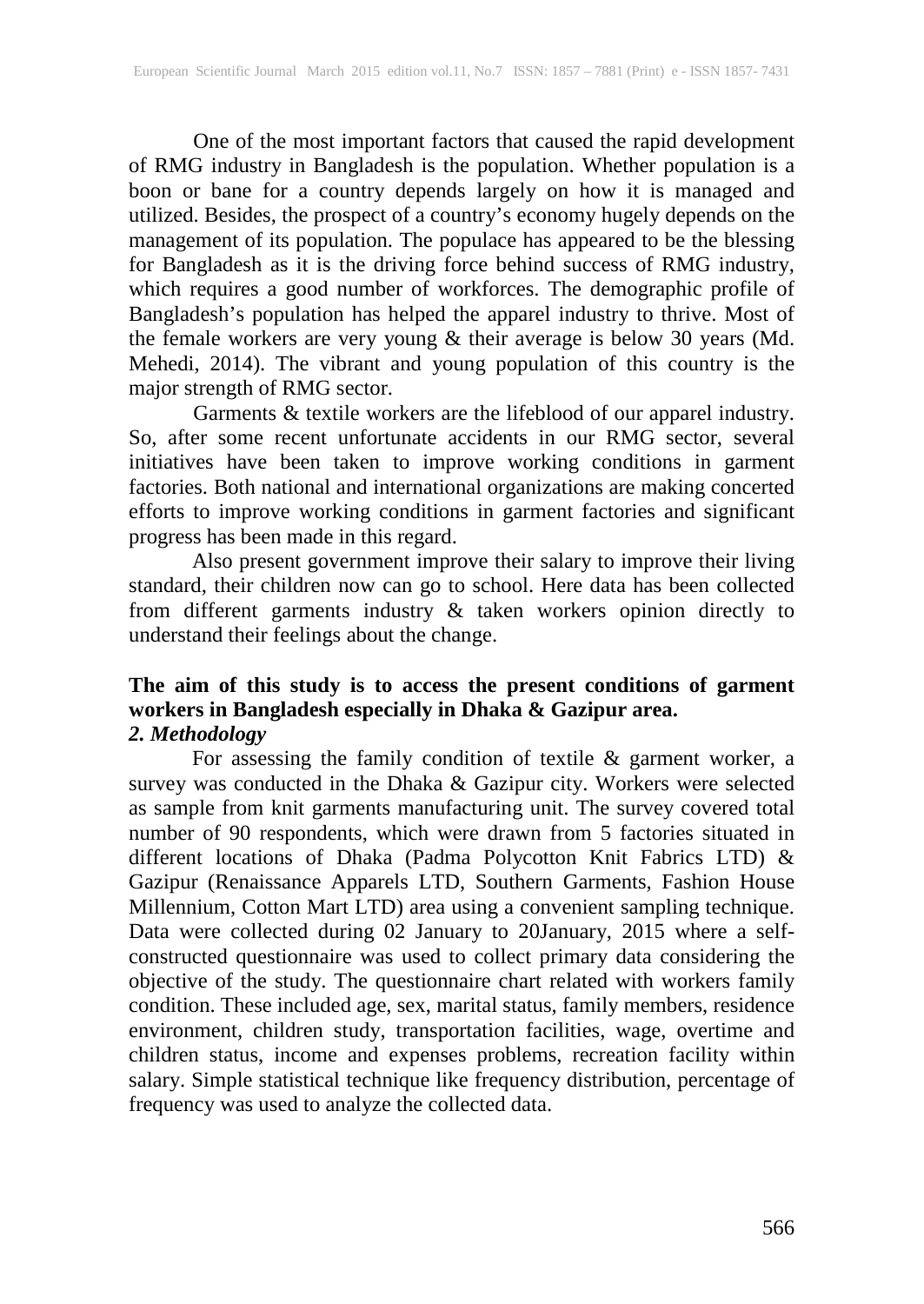One of the most important factors that caused the rapid development of RMG industry in Bangladesh is the population. Whether population is a boon or bane for a country depends largely on how it is managed and utilized. Besides, the prospect of a country's economy hugely depends on the management of its population. The populace has appeared to be the blessing for Bangladesh as it is the driving force behind success of RMG industry, which requires a good number of workforces. The demographic profile of Bangladesh's population has helped the apparel industry to thrive. Most of the female workers are very young & their average is below 30 years (Md. Mehedi, 2014). The vibrant and young population of this country is the major strength of RMG sector.

Garments & textile workers are the lifeblood of our apparel industry. So, after some recent unfortunate accidents in our RMG sector, several initiatives have been taken to improve working conditions in garment factories. Both national and international organizations are making concerted efforts to improve working conditions in garment factories and significant progress has been made in this regard.

Also present government improve their salary to improve their living standard, their children now can go to school. Here data has been collected from different garments industry & taken workers opinion directly to understand their feelings about the change.

**The aim of this study is to access the present conditions of garment workers in Bangladesh especially in Dhaka & Gazipur area.**

## *2. Methodology*

For assessing the family condition of textile & garment worker, a survey was conducted in the Dhaka & Gazipur city. Workers were selected as sample from knit garments manufacturing unit. The survey covered total number of 90 respondents, which were drawn from 5 factories situated in different locations of Dhaka (Padma Polycotton Knit Fabrics LTD) & Gazipur (Renaissance Apparels LTD, Southern Garments, Fashion House Millennium, Cotton Mart LTD) area using a convenient sampling technique. Data were collected during 02 January to 20January, 2015 where a self-constructed questionnaire was used to collect primary data considering the objective of the study. The questionnaire chart related with workers family condition. These included age, sex, marital status, family members, residence environment, children study, transportation facilities, wage, overtime and children status, income and expenses problems, recreation facility within salary. Simple statistical technique like frequency distribution, percentage of frequency was used to analyze the collected data.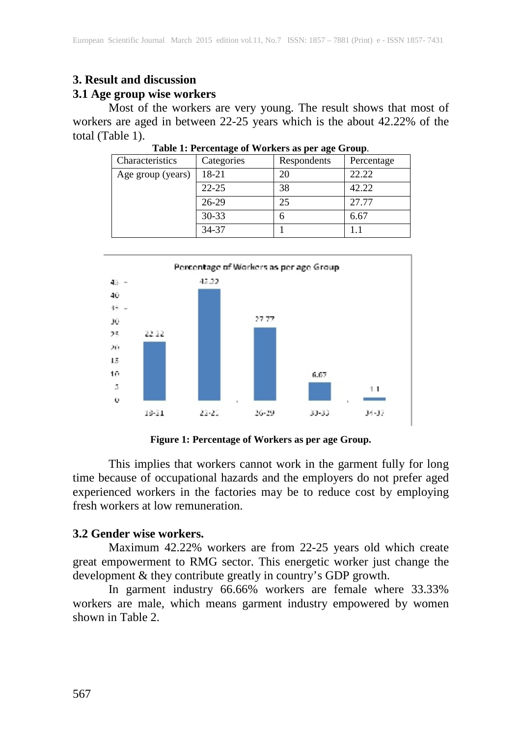## 3. Result and discussion

### 3.1 Age group wise workers

Most of the workers are very young. The result shows that most of workers are aged in between 22-25 years which is the about 42.22% of the total (Table 1).

**Table 1: Percentage of Workers as per age Group**.

| Characteristics | Categories | Respondents | Percentage |
|---|---|---|---|
| Age group (years) | 18-21 | 20 | 22.22 |
| | 22-25 | 38 | 42.22 |
| | 26-29 | 25 | 27.77 |
| | 30-33 | 6 | 6.67 |
| | 34-37 | 1 | 1.1 |

**Figure 1: Percentage of Workers as per age Group.**

This implies that workers cannot work in the garment fully for long time because of occupational hazards and the employers do not prefer aged experienced workers in the factories may be to reduce cost by employing fresh workers at low remuneration.

### 3.2 Gender wise workers.

Maximum 42.22% workers are from 22-25 years old which create great empowerment to RMG sector. This energetic worker just change the development & they contribute greatly in country's GDP growth.

In garment industry 66.66% workers are female where 33.33% workers are male, which means garment industry empowered by women shown in Table 2.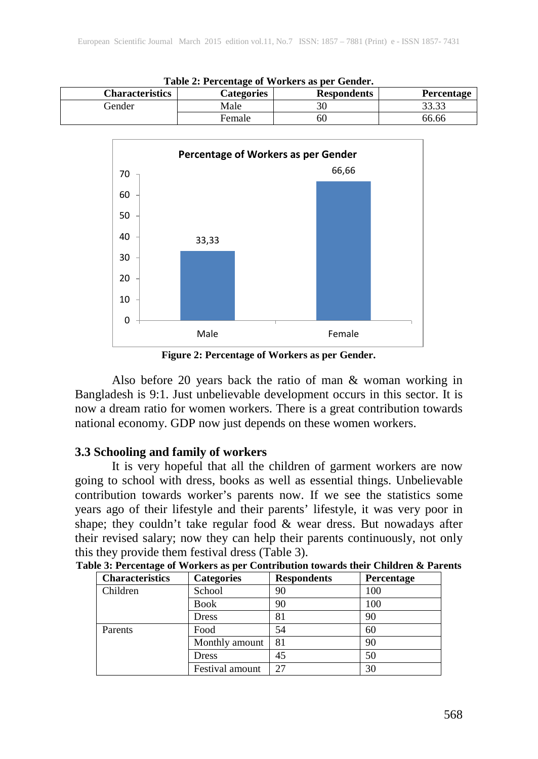**Table 2: Percentage of Workers as per Gender.**

| Characteristics | Categories | Respondents | Percentage |
|---|---|---|---|
| Gender | Male | 30 | 33.33 |
| | Female | 60 | 66.66 |

**Figure 2: Percentage of Workers as per Gender.**

Also before 20 years back the ratio of man & woman working in Bangladesh is 9:1. Just unbelievable development occurs in this sector. It is now a dream ratio for women workers. There is a great contribution towards national economy. GDP now just depends on these women workers.

### 3.3 Schooling and family of workers

It is very hopeful that all the children of garment workers are now going to school with dress, books as well as essential things. Unbelievable contribution towards worker's parents now. If we see the statistics some years ago of their lifestyle and their parents' lifestyle, it was very poor in shape; they couldn't take regular food & wear dress. But nowadays after their revised salary; now they can help their parents continuously, not only this they provide them festival dress (Table 3).

**Table 3: Percentage of Workers as per Contribution towards their Children & Parents**

| Characteristics | Categories | Respondents | Percentage |
|---|---|---|---|
| Children | School | 90 | 100 |
| | Book | 90 | 100 |
| | Dress | 81 | 90 |
| Parents | Food | 54 | 60 |
| | Monthly amount | 81 | 90 |
| | Dress | 45 | 50 |
| | Festival amount | 27 | 30 |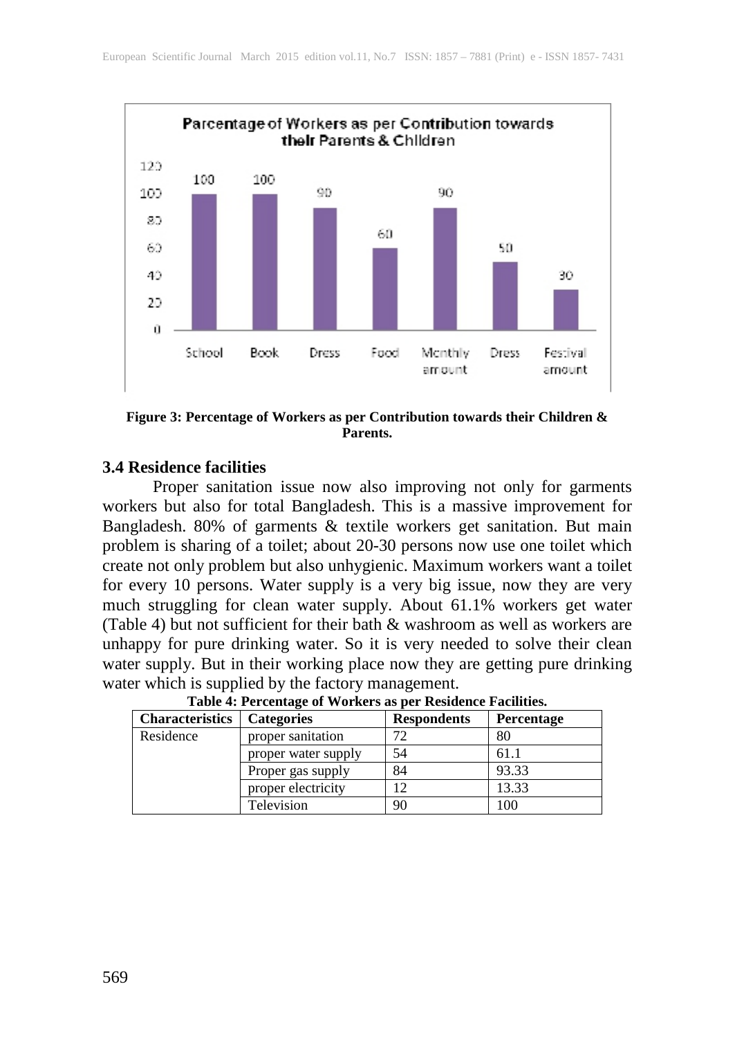**Parcentage of Workers as per Contribution towards their Parents & Children**

| | School | Book | Dress | Food | Monthly amount | Dress | Festival amount |
|---|---|---|---|---|---|---|---|
| Percentage | 100 | 100 | 90 | 60 | 90 | 50 | 30 |

**Figure 3: Percentage of Workers as per Contribution towards their Children & Parents.**

### 3.4 Residence facilities

Proper sanitation issue now also improving not only for garments workers but also for total Bangladesh. This is a massive improvement for Bangladesh. 80% of garments & textile workers get sanitation. But main problem is sharing of a toilet; about 20-30 persons now use one toilet which create not only problem but also unhygienic. Maximum workers want a toilet for every 10 persons. Water supply is a very big issue, now they are very much struggling for clean water supply. About 61.1% workers get water (Table 4) but not sufficient for their bath & washroom as well as workers are unhappy for pure drinking water. So it is very needed to solve their clean water supply. But in their working place now they are getting pure drinking water which is supplied by the factory management.

**Table 4: Percentage of Workers as per Residence Facilities.**

| Characteristics | Categories | Respondents | Percentage |
|---|---|---|---|
| Residence | proper sanitation | 72 | 80 |
| | proper water supply | 54 | 61.1 |
| | Proper gas supply | 84 | 93.33 |
| | proper electricity | 12 | 13.33 |
| | Television | 90 | 100 |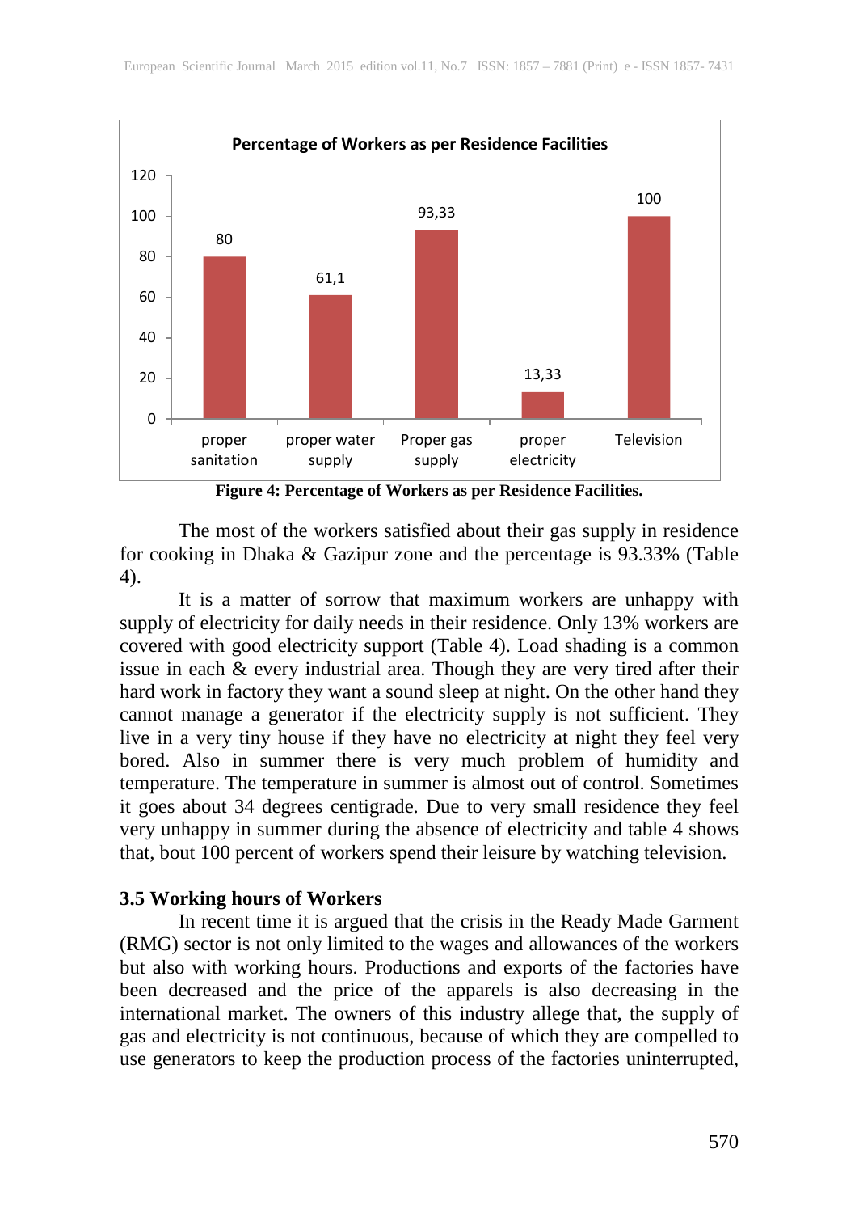**Figure 4: Percentage of Workers as per Residence Facilities.**

The most of the workers satisfied about their gas supply in residence for cooking in Dhaka & Gazipur zone and the percentage is 93.33% (Table 4).

It is a matter of sorrow that maximum workers are unhappy with supply of electricity for daily needs in their residence. Only 13% workers are covered with good electricity support (Table 4). Load shading is a common issue in each & every industrial area. Though they are very tired after their hard work in factory they want a sound sleep at night. On the other hand they cannot manage a generator if the electricity supply is not sufficient. They live in a very tiny house if they have no electricity at night they feel very bored. Also in summer there is very much problem of humidity and temperature. The temperature in summer is almost out of control. Sometimes it goes about 34 degrees centigrade. Due to very small residence they feel very unhappy in summer during the absence of electricity and table 4 shows that, bout 100 percent of workers spend their leisure by watching television.

### 3.5 Working hours of Workers

In recent time it is argued that the crisis in the Ready Made Garment (RMG) sector is not only limited to the wages and allowances of the workers but also with working hours. Productions and exports of the factories have been decreased and the price of the apparels is also decreasing in the international market. The owners of this industry allege that, the supply of gas and electricity is not continuous, because of which they are compelled to use generators to keep the production process of the factories uninterrupted,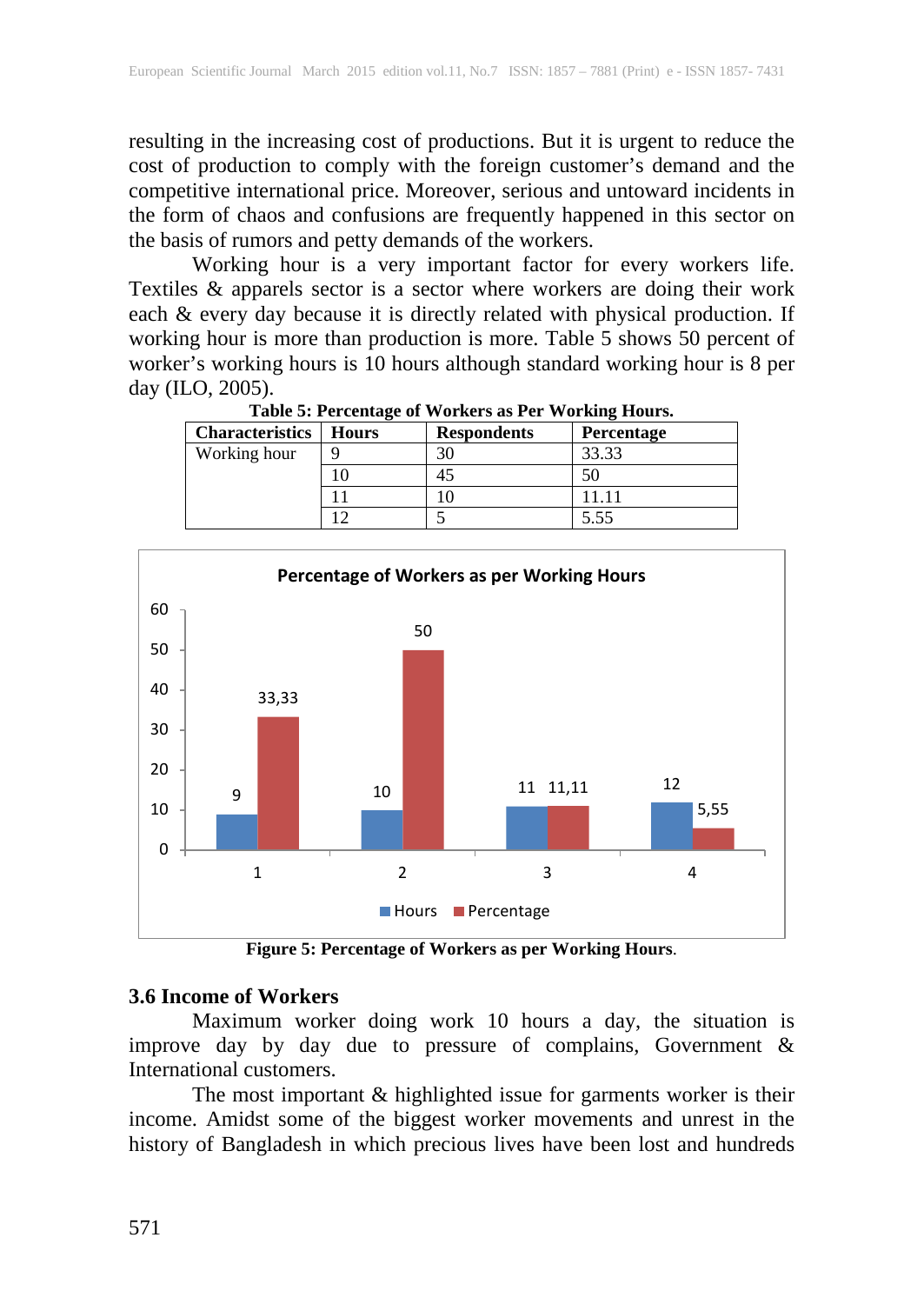resulting in the increasing cost of productions. But it is urgent to reduce the cost of production to comply with the foreign customer's demand and the competitive international price. Moreover, serious and untoward incidents in the form of chaos and confusions are frequently happened in this sector on the basis of rumors and petty demands of the workers.

Working hour is a very important factor for every workers life. Textiles & apparels sector is a sector where workers are doing their work each & every day because it is directly related with physical production. If working hour is more than production is more. Table 5 shows 50 percent of worker's working hours is 10 hours although standard working hour is 8 per day (ILO, 2005).

**Table 5: Percentage of Workers as Per Working Hours.**

| Characteristics | Hours | Respondents | Percentage |
|---|---|---|---|
| Working hour | 9 | 30 | 33.33 |
| | 10 | 45 | 50 |
| | 11 | 10 | 11.11 |
| | 12 | 5 | 5.55 |

**Figure 5: Percentage of Workers as per Working Hours.**

## 3.6 Income of Workers

Maximum worker doing work 10 hours a day, the situation is improve day by day due to pressure of complains, Government & International customers.

The most important & highlighted issue for garments worker is their income. Amidst some of the biggest worker movements and unrest in the history of Bangladesh in which precious lives have been lost and hundreds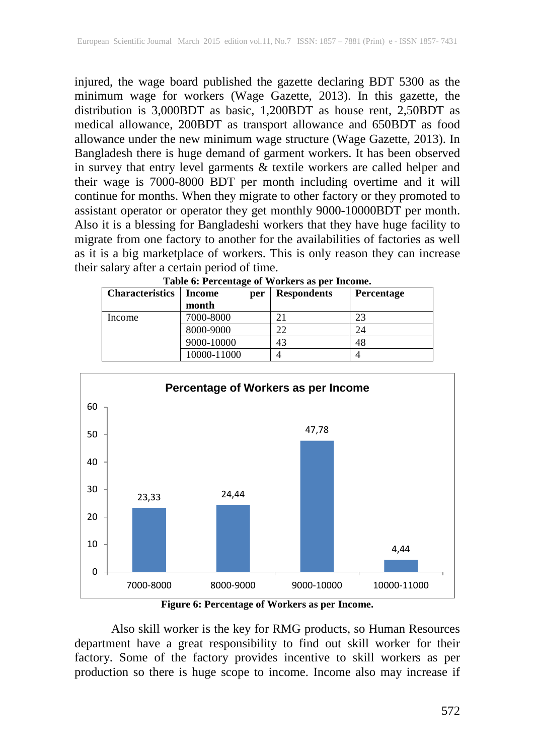injured, the wage board published the gazette declaring BDT 5300 as the minimum wage for workers (Wage Gazette, 2013). In this gazette, the distribution is 3,000BDT as basic, 1,200BDT as house rent, 2,50BDT as medical allowance, 200BDT as transport allowance and 650BDT as food allowance under the new minimum wage structure (Wage Gazette, 2013). In Bangladesh there is huge demand of garment workers. It has been observed in survey that entry level garments & textile workers are called helper and their wage is 7000-8000 BDT per month including overtime and it will continue for months. When they migrate to other factory or they promoted to assistant operator or operator they get monthly 9000-10000BDT per month. Also it is a blessing for Bangladeshi workers that they have huge facility to migrate from one factory to another for the availabilities of factories as well as it is a big marketplace of workers. This is only reason they can increase their salary after a certain period of time.

**Table 6: Percentage of Workers as per Income.**

| Characteristics | Income per month | Respondents | Percentage |
|---|---|---|---|
| Income | 7000-8000 | 21 | 23 |
| | 8000-9000 | 22 | 24 |
| | 9000-10000 | 43 | 48 |
| | 10000-11000 | 4 | 4 |

**Percentage of Workers as per Income**

| Income | Percentage |
|---|---|
| 7000-8000 | 23,33 |
| 8000-9000 | 24,44 |
| 9000-10000 | 47,78 |
| 10000-11000 | 4,44 |

**Figure 6: Percentage of Workers as per Income.**

Also skill worker is the key for RMG products, so Human Resources department have a great responsibility to find out skill worker for their factory. Some of the factory provides incentive to skill workers as per production so there is huge scope to income. Income also may increase if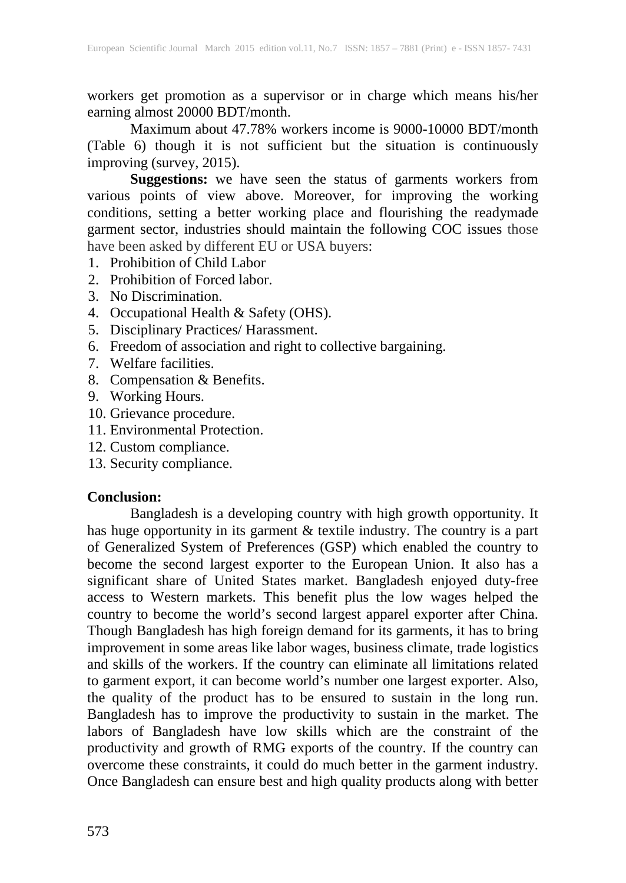workers get promotion as a supervisor or in charge which means his/her earning almost 20000 BDT/month.

Maximum about 47.78% workers income is 9000-10000 BDT/month (Table 6) though it is not sufficient but the situation is continuously improving (survey, 2015).

**Suggestions:** we have seen the status of garments workers from various points of view above. Moreover, for improving the working conditions, setting a better working place and flourishing the readymade garment sector, industries should maintain the following COC issues those have been asked by different EU or USA buyers:

1. Prohibition of Child Labor
2. Prohibition of Forced labor.
3. No Discrimination.
4. Occupational Health & Safety (OHS).
5. Disciplinary Practices/ Harassment.
6. Freedom of association and right to collective bargaining.
7. Welfare facilities.
8. Compensation & Benefits.
9. Working Hours.
10. Grievance procedure.
11. Environmental Protection.
12. Custom compliance.
13. Security compliance.

**Conclusion:**

Bangladesh is a developing country with high growth opportunity. It has huge opportunity in its garment & textile industry. The country is a part of Generalized System of Preferences (GSP) which enabled the country to become the second largest exporter to the European Union. It also has a significant share of United States market. Bangladesh enjoyed duty-free access to Western markets. This benefit plus the low wages helped the country to become the world's second largest apparel exporter after China. Though Bangladesh has high foreign demand for its garments, it has to bring improvement in some areas like labor wages, business climate, trade logistics and skills of the workers. If the country can eliminate all limitations related to garment export, it can become world's number one largest exporter. Also, the quality of the product has to be ensured to sustain in the long run. Bangladesh has to improve the productivity to sustain in the market. The labors of Bangladesh have low skills which are the constraint of the productivity and growth of RMG exports of the country. If the country can overcome these constraints, it could do much better in the garment industry. Once Bangladesh can ensure best and high quality products along with better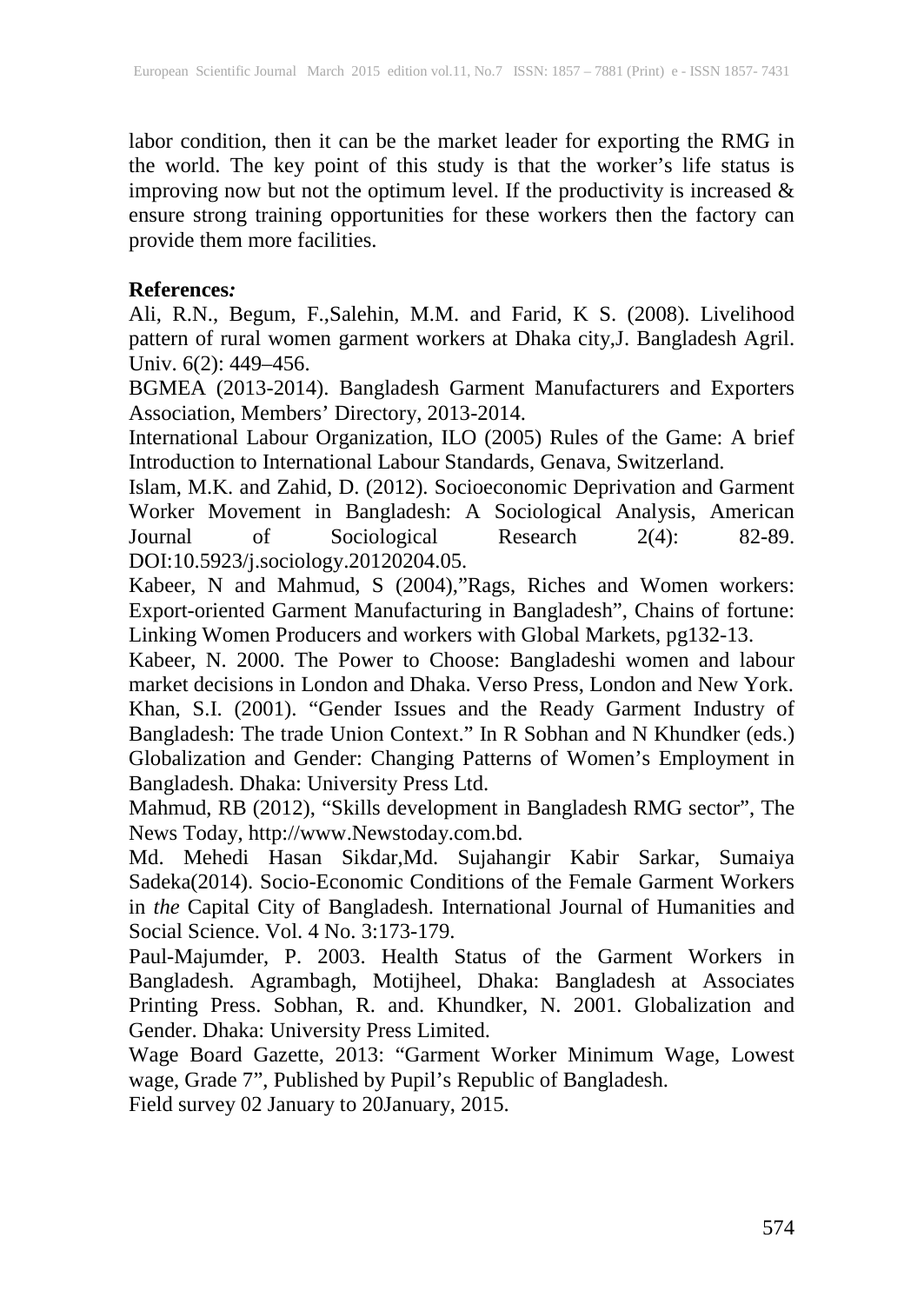labor condition, then it can be the market leader for exporting the RMG in the world. The key point of this study is that the worker's life status is improving now but not the optimum level. If the productivity is increased & ensure strong training opportunities for these workers then the factory can provide them more facilities.

**References*:***

Ali, R.N., Begum, F.,Salehin, M.M. and Farid, K S. (2008). Livelihood pattern of rural women garment workers at Dhaka city,J. Bangladesh Agril. Univ. 6(2): 449–456.

BGMEA (2013-2014). Bangladesh Garment Manufacturers and Exporters Association, Members' Directory, 2013-2014.

International Labour Organization, ILO (2005) Rules of the Game: A brief Introduction to International Labour Standards, Genava, Switzerland.

Islam, M.K. and Zahid, D. (2012). Socioeconomic Deprivation and Garment Worker Movement in Bangladesh: A Sociological Analysis, American Journal of Sociological Research 2(4): 82-89. DOI:10.5923/j.sociology.20120204.05.

Kabeer, N and Mahmud, S (2004),"Rags, Riches and Women workers: Export-oriented Garment Manufacturing in Bangladesh", Chains of fortune: Linking Women Producers and workers with Global Markets, pg132-13.

Kabeer, N. 2000. The Power to Choose: Bangladeshi women and labour market decisions in London and Dhaka. Verso Press, London and New York.

Khan, S.I. (2001). "Gender Issues and the Ready Garment Industry of Bangladesh: The trade Union Context." In R Sobhan and N Khundker (eds.) Globalization and Gender: Changing Patterns of Women's Employment in Bangladesh. Dhaka: University Press Ltd.

Mahmud, RB (2012), "Skills development in Bangladesh RMG sector", The News Today, http://www.Newstoday.com.bd.

Md. Mehedi Hasan Sikdar,Md. Sujahangir Kabir Sarkar, Sumaiya Sadeka(2014). Socio-Economic Conditions of the Female Garment Workers in *the* Capital City of Bangladesh. International Journal of Humanities and Social Science. Vol. 4 No. 3:173-179.

Paul-Majumder, P. 2003. Health Status of the Garment Workers in Bangladesh. Agrambagh, Motijheel, Dhaka: Bangladesh at Associates Printing Press. Sobhan, R. and. Khundker, N. 2001. Globalization and Gender. Dhaka: University Press Limited.

Wage Board Gazette, 2013: "Garment Worker Minimum Wage, Lowest wage, Grade 7", Published by Pupil's Republic of Bangladesh.

Field survey 02 January to 20January, 2015.